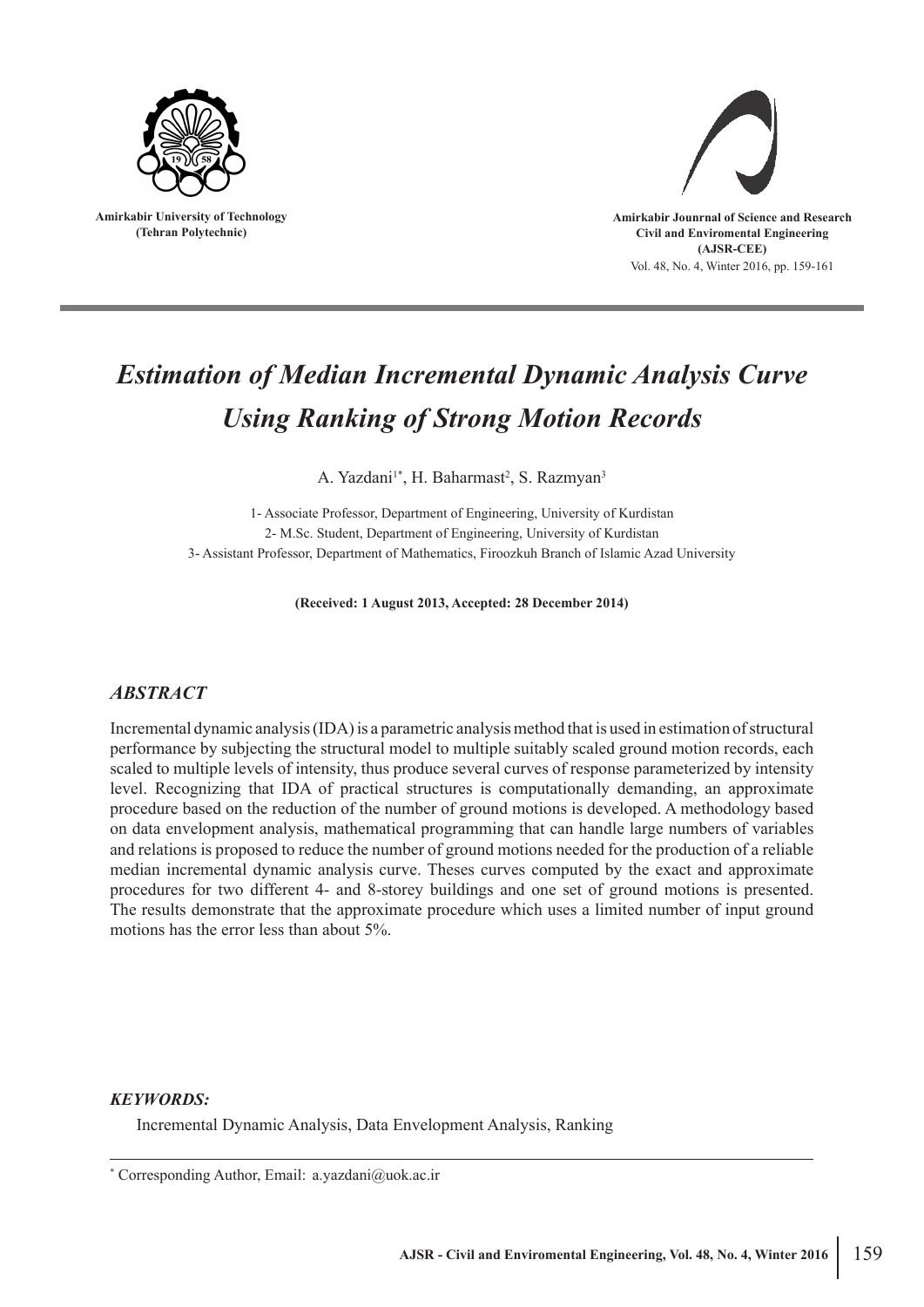Amirkabir University of Technology
(Tehran Polytechnic)

Amirkabir Jounrnal of Science and Research
Civil and Enviromental Engineering
(AJSR-CEE)

# *Estimation of Median Incremental Dynamic Analysis Curve Using Ranking of Strong Motion Records*

A. Yazdani[1*], H. Baharmast[2], S. Razmyan[3]

1- Associate Professor, Department of Engineering, University of Kurdistan
2- M.Sc. Student, Department of Engineering, University of Kurdistan
3- Assistant Professor, Department of Mathematics, Firoozkuh Branch of Islamic Azad University

**(Received: 1 August 2013, Accepted: 28 December 2014)**

## *ABSTRACT*

Incremental dynamic analysis (IDA) is a parametric analysis method that is used in estimation of structural performance by subjecting the structural model to multiple suitably scaled ground motion records, each scaled to multiple levels of intensity, thus produce several curves of response parameterized by intensity level. Recognizing that IDA of practical structures is computationally demanding, an approximate procedure based on the reduction of the number of ground motions is developed. A methodology based on data envelopment analysis, mathematical programming that can handle large numbers of variables and relations is proposed to reduce the number of ground motions needed for the production of a reliable median incremental dynamic analysis curve. Theses curves computed by the exact and approximate procedures for two different 4- and 8-storey buildings and one set of ground motions is presented. The results demonstrate that the approximate procedure which uses a limited number of input ground motions has the error less than about 5%.

***KEYWORDS:***

Incremental Dynamic Analysis, Data Envelopment Analysis, Ranking

---

[*] Corresponding Author, Email: a.yazdani@uok.ac.ir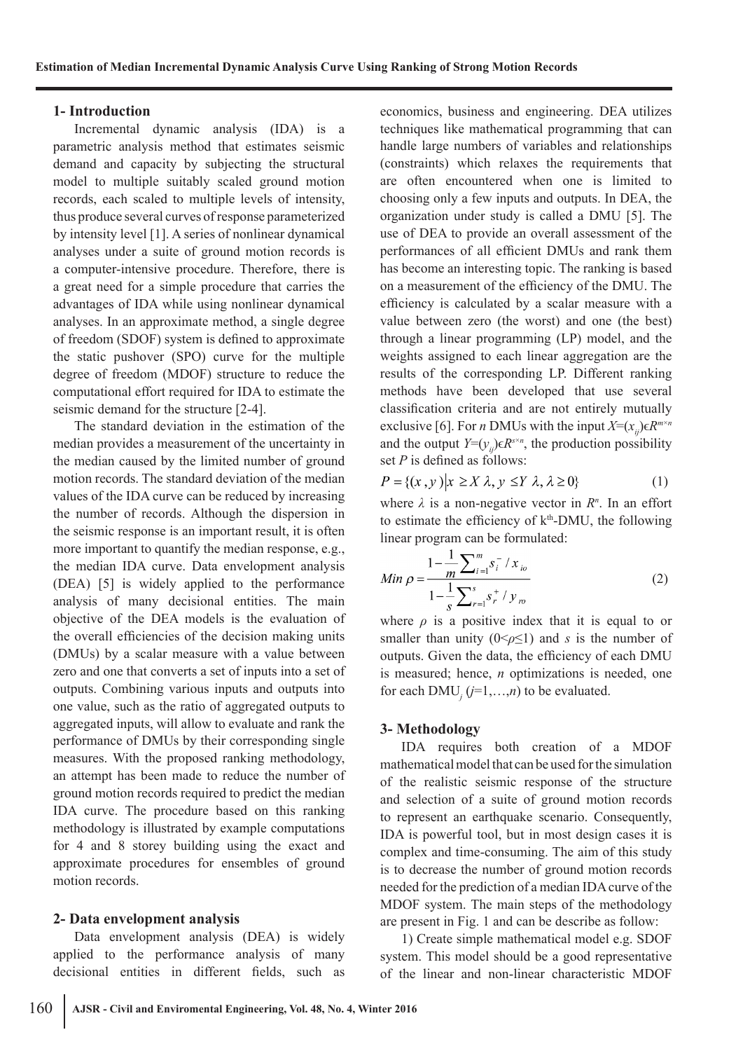## 1- Introduction

Incremental dynamic analysis (IDA) is a parametric analysis method that estimates seismic demand and capacity by subjecting the structural model to multiple suitably scaled ground motion records, each scaled to multiple levels of intensity, thus produce several curves of response parameterized by intensity level [1]. A series of nonlinear dynamical analyses under a suite of ground motion records is a computer-intensive procedure. Therefore, there is a great need for a simple procedure that carries the advantages of IDA while using nonlinear dynamical analyses. In an approximate method, a single degree of freedom (SDOF) system is defined to approximate the static pushover (SPO) curve for the multiple degree of freedom (MDOF) structure to reduce the computational effort required for IDA to estimate the seismic demand for the structure [2-4].

The standard deviation in the estimation of the median provides a measurement of the uncertainty in the median caused by the limited number of ground motion records. The standard deviation of the median values of the IDA curve can be reduced by increasing the number of records. Although the dispersion in the seismic response is an important result, it is often more important to quantify the median response, e.g., the median IDA curve. Data envelopment analysis (DEA) [5] is widely applied to the performance analysis of many decisional entities. The main objective of the DEA models is the evaluation of the overall efficiencies of the decision making units (DMUs) by a scalar measure with a value between zero and one that converts a set of inputs into a set of outputs. Combining various inputs and outputs into one value, such as the ratio of aggregated outputs to aggregated inputs, will allow to evaluate and rank the performance of DMUs by their corresponding single measures. With the proposed ranking methodology, an attempt has been made to reduce the number of ground motion records required to predict the median IDA curve. The procedure based on this ranking methodology is illustrated by example computations for 4 and 8 storey building using the exact and approximate procedures for ensembles of ground motion records.

## 2- Data envelopment analysis

Data envelopment analysis (DEA) is widely applied to the performance analysis of many decisional entities in different fields, such as economics, business and engineering. DEA utilizes techniques like mathematical programming that can handle large numbers of variables and relationships (constraints) which relaxes the requirements that are often encountered when one is limited to choosing only a few inputs and outputs. In DEA, the organization under study is called a DMU [5]. The use of DEA to provide an overall assessment of the performances of all efficient DMUs and rank them has become an interesting topic. The ranking is based on a measurement of the efficiency of the DMU. The efficiency is calculated by a scalar measure with a value between zero (the worst) and one (the best) through a linear programming (LP) model, and the weights assigned to each linear aggregation are the results of the corresponding LP. Different ranking methods have been developed that use several classification criteria and are not entirely mutually exclusive [6]. For $n$ DMUs with the input $X=(x_{ij})\epsilon R^{m\times n}$ and the output $Y=(y_{ij})\epsilon R^{s\times n}$, the production possibility set $P$ is defined as follows:

$$P=\{(x,y)|x\geq X\lambda, y\leq Y\lambda, \lambda\geq 0\} \tag{1}$$

where $\lambda$ is a non-negative vector in $R^n$. In an effort to estimate the efficiency of k[th]-DMU, the following linear program can be formulated:

$$Min\ \rho=\frac{1-\frac{1}{m}\sum_{i=1}^{m}s_i^-/x_{io}}{1-\frac{1}{s}\sum_{r=1}^{s}s_r^+/y_{ro}} \tag{2}$$

where $\rho$ is a positive index that it is equal to or smaller than unity ($0<\rho\leq 1$) and $s$ is the number of outputs. Given the data, the efficiency of each DMU is measured; hence, $n$ optimizations is needed, one for each $DMU_j$ ($j$=1,…,$n$) to be evaluated.

## 3- Methodology

IDA requires both creation of a MDOF mathematical model that can be used for the simulation of the realistic seismic response of the structure and selection of a suite of ground motion records to represent an earthquake scenario. Consequently, IDA is powerful tool, but in most design cases it is complex and time-consuming. The aim of this study is to decrease the number of ground motion records needed for the prediction of a median IDA curve of the MDOF system. The main steps of the methodology are present in Fig. 1 and can be describe as follow:

1) Create simple mathematical model e.g. SDOF system. This model should be a good representative of the linear and non-linear characteristic MDOF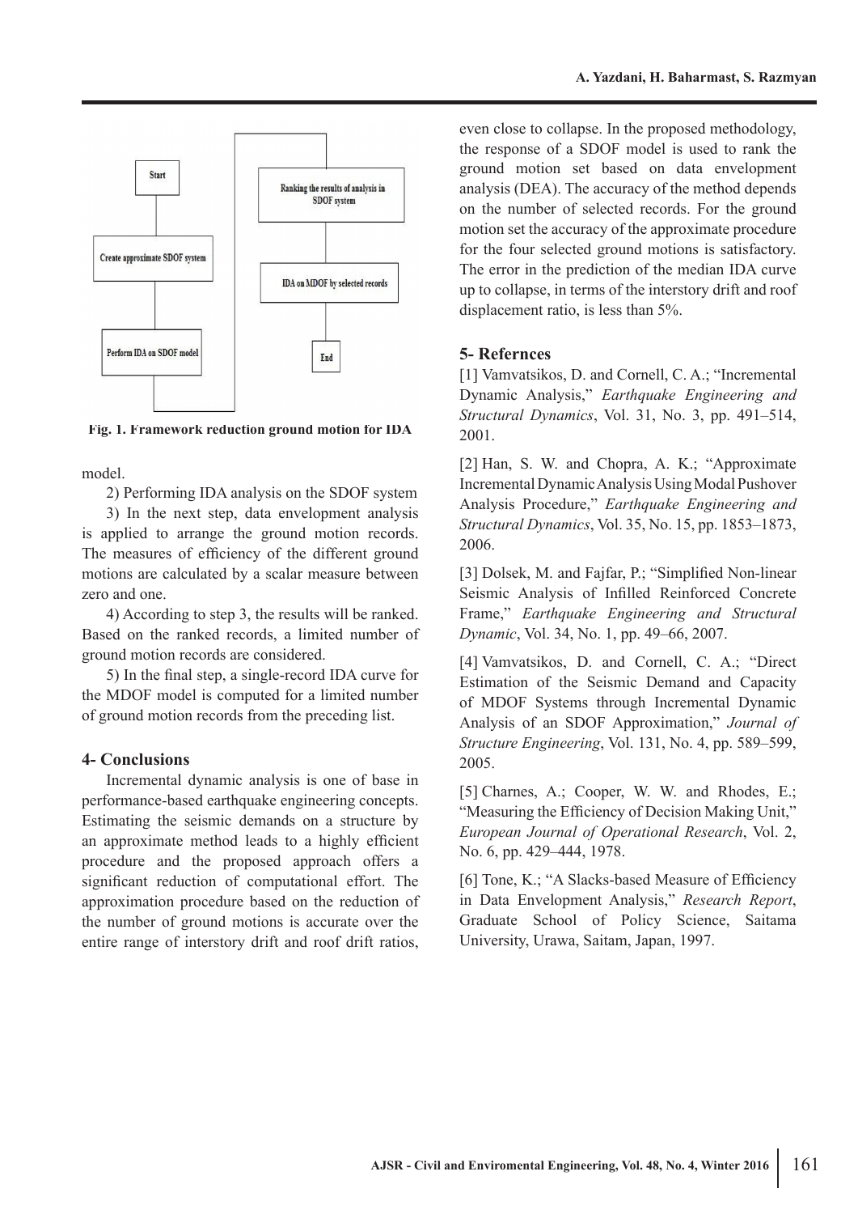Start

Create approximate SDOF system

Perform IDA on SDOF model

Ranking the results of analysis in SDOF system

IDA on MDOF by selected records

End

**Fig. 1. Framework reduction ground motion for IDA**

model.

2) Performing IDA analysis on the SDOF system

3) In the next step, data envelopment analysis is applied to arrange the ground motion records. The measures of efficiency of the different ground motions are calculated by a scalar measure between zero and one.

4) According to step 3, the results will be ranked. Based on the ranked records, a limited number of ground motion records are considered.

5) In the final step, a single-record IDA curve for the MDOF model is computed for a limited number of ground motion records from the preceding list.

## 4- Conclusions

Incremental dynamic analysis is one of base in performance-based earthquake engineering concepts. Estimating the seismic demands on a structure by an approximate method leads to a highly efficient procedure and the proposed approach offers a significant reduction of computational effort. The approximation procedure based on the reduction of the number of ground motions is accurate over the entire range of interstory drift and roof drift ratios, even close to collapse. In the proposed methodology, the response of a SDOF model is used to rank the ground motion set based on data envelopment analysis (DEA). The accuracy of the method depends on the number of selected records. For the ground motion set the accuracy of the approximate procedure for the four selected ground motions is satisfactory. The error in the prediction of the median IDA curve up to collapse, in terms of the interstory drift and roof displacement ratio, is less than 5%.

## 5- Refernces

[1] Vamvatsikos, D. and Cornell, C. A.; "Incremental Dynamic Analysis," *Earthquake Engineering and Structural Dynamics*, Vol. 31, No. 3, pp. 491–514, 2001.

[2] Han, S. W. and Chopra, A. K.; "Approximate Incremental Dynamic Analysis Using Modal Pushover Analysis Procedure," *Earthquake Engineering and Structural Dynamics*, Vol. 35, No. 15, pp. 1853–1873, 2006.

[3] Dolsek, M. and Fajfar, P.; "Simplified Non-linear Seismic Analysis of Infilled Reinforced Concrete Frame," *Earthquake Engineering and Structural Dynamic*, Vol. 34, No. 1, pp. 49–66, 2007.

[4] Vamvatsikos, D. and Cornell, C. A.; "Direct Estimation of the Seismic Demand and Capacity of MDOF Systems through Incremental Dynamic Analysis of an SDOF Approximation," *Journal of Structure Engineering*, Vol. 131, No. 4, pp. 589–599, 2005.

[5] Charnes, A.; Cooper, W. W. and Rhodes, E.; "Measuring the Efficiency of Decision Making Unit," *European Journal of Operational Research*, Vol. 2, No. 6, pp. 429–444, 1978.

[6] Tone, K.; "A Slacks-based Measure of Efficiency in Data Envelopment Analysis," *Research Report*, Graduate School of Policy Science, Saitama University, Urawa, Saitam, Japan, 1997.